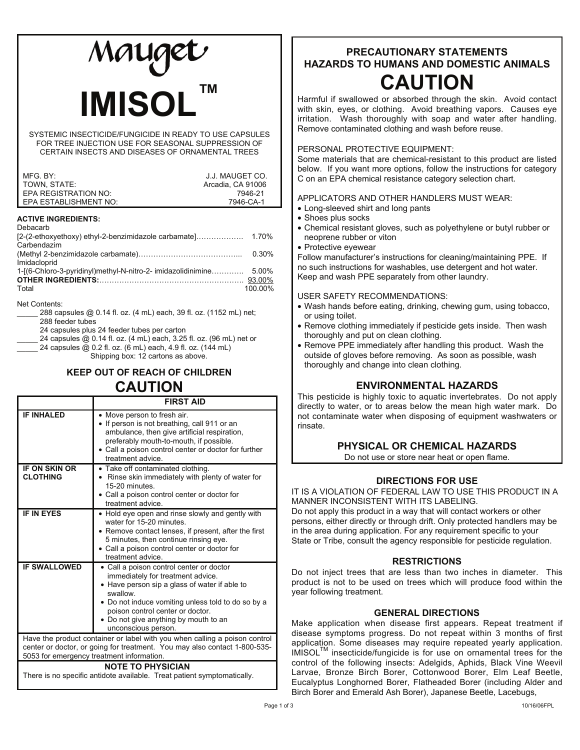# Mauget

# IMISOL™

SYSTEMIC INSECTICIDE/FUNGICIDE IN READY TO USE CAPSULES FOR TREE INJECTION USE FOR SEASONAL SUPPRESSION OF CERTAIN INSECTS AND DISEASES OF ORNAMENTAL TREES

| | |
|---|---|
| MFG. BY: | J.J. MAUGET CO. |
| TOWN, STATE: | Arcadia, CA 91006 |
| EPA REGISTRATION NO: | 7946-21 |
| EPA ESTABLISHMENT NO: | 7946-CA-1 |

**ACTIVE INGREDIENTS:**

Debacarb
[2-(2-ethoxyethoxy) ethyl-2-benzimidazole carbamate]………………. 1.70%
Carbendazim
(Methyl 2-benzimidazole carbamate)………………………………….. 0.30%
Imidacloprid
1-[(6-Chloro-3-pyridinyl)methyl-N-nitro-2- imidazolidinimine………… 5.00%
**OTHER INGREDIENTS:**…………………………………………………. 93.00%
Total 100.00%

Net Contents:

_____ 288 capsules @ 0.14 fl. oz. (4 mL) each, 39 fl. oz. (1152 mL) net; 288 feeder tubes
24 capsules plus 24 feeder tubes per carton
_____ 24 capsules @ 0.14 fl. oz. (4 mL) each, 3.25 fl. oz. (96 mL) net or
_____ 24 capsules @ 0.2 fl. oz. (6 mL) each, 4.9 fl. oz. (144 mL)
Shipping box: 12 cartons as above.

## KEEP OUT OF REACH OF CHILDREN

## CAUTION

| | FIRST AID |
|---|---|
| **IF INHALED** | • Move person to fresh air.<br>• If person is not breathing, call 911 or an ambulance, then give artificial respiration, preferably mouth-to-mouth, if possible.<br>• Call a poison control center or doctor for further treatment advice. |
| **IF ON SKIN OR CLOTHING** | • Take off contaminated clothing.<br>• Rinse skin immediately with plenty of water for 15-20 minutes.<br>• Call a poison control center or doctor for treatment advice. |
| **IF IN EYES** | • Hold eye open and rinse slowly and gently with water for 15-20 minutes.<br>• Remove contact lenses, if present, after the first 5 minutes, then continue rinsing eye.<br>• Call a poison control center or doctor for treatment advice. |
| **IF SWALLOWED** | • Call a poison control center or doctor immediately for treatment advice.<br>• Have person sip a glass of water if able to swallow.<br>• Do not induce vomiting unless told to do so by a poison control center or doctor.<br>• Do not give anything by mouth to an unconscious person. |

Have the product container or label with you when calling a poison control center or doctor, or going for treatment. You may also contact 1-800-535-5053 for emergency treatment information.

**NOTE TO PHYSICIAN**

There is no specific antidote available. Treat patient symptomatically.

## PRECAUTIONARY STATEMENTS
## HAZARDS TO HUMANS AND DOMESTIC ANIMALS

## CAUTION

Harmful if swallowed or absorbed through the skin. Avoid contact with skin, eyes, or clothing. Avoid breathing vapors. Causes eye irritation. Wash thoroughly with soap and water after handling. Remove contaminated clothing and wash before reuse.

PERSONAL PROTECTIVE EQUIPMENT:

Some materials that are chemical-resistant to this product are listed below. If you want more options, follow the instructions for category C on an EPA chemical resistance category selection chart.

APPLICATORS AND OTHER HANDLERS MUST WEAR:

- Long-sleeved shirt and long pants
- Shoes plus socks
- Chemical resistant gloves, such as polyethylene or butyl rubber or neoprene rubber or viton
- Protective eyewear

Follow manufacturer's instructions for cleaning/maintaining PPE. If no such instructions for washables, use detergent and hot water. Keep and wash PPE separately from other laundry.

USER SAFETY RECOMMENDATIONS:

- Wash hands before eating, drinking, chewing gum, using tobacco, or using toilet.
- Remove clothing immediately if pesticide gets inside. Then wash thoroughly and put on clean clothing.
- Remove PPE immediately after handling this product. Wash the outside of gloves before removing. As soon as possible, wash thoroughly and change into clean clothing.

### ENVIRONMENTAL HAZARDS

This pesticide is highly toxic to aquatic invertebrates. Do not apply directly to water, or to areas below the mean high water mark. Do not contaminate water when disposing of equipment washwaters or rinsate.

### PHYSICAL OR CHEMICAL HAZARDS

Do not use or store near heat or open flame.

### DIRECTIONS FOR USE

IT IS A VIOLATION OF FEDERAL LAW TO USE THIS PRODUCT IN A MANNER INCONSISTENT WITH ITS LABELING.
Do not apply this product in a way that will contact workers or other persons, either directly or through drift. Only protected handlers may be in the area during application. For any requirement specific to your State or Tribe, consult the agency responsible for pesticide regulation.

### RESTRICTIONS

Do not inject trees that are less than two inches in diameter. This product is not to be used on trees which will produce food within the year following treatment.

### GENERAL DIRECTIONS

Make application when disease first appears. Repeat treatment if disease symptoms progress. Do not repeat within 3 months of first application. Some diseases may require repeated yearly application. IMISOL™ insecticide/fungicide is for use on ornamental trees for the control of the following insects: Adelgids, Aphids, Black Vine Weevil Larvae, Bronze Birch Borer, Cottonwood Borer, Elm Leaf Beetle, Eucalyptus Longhorned Borer, Flatheaded Borer (including Alder and Birch Borer and Emerald Ash Borer), Japanese Beetle, Lacebugs,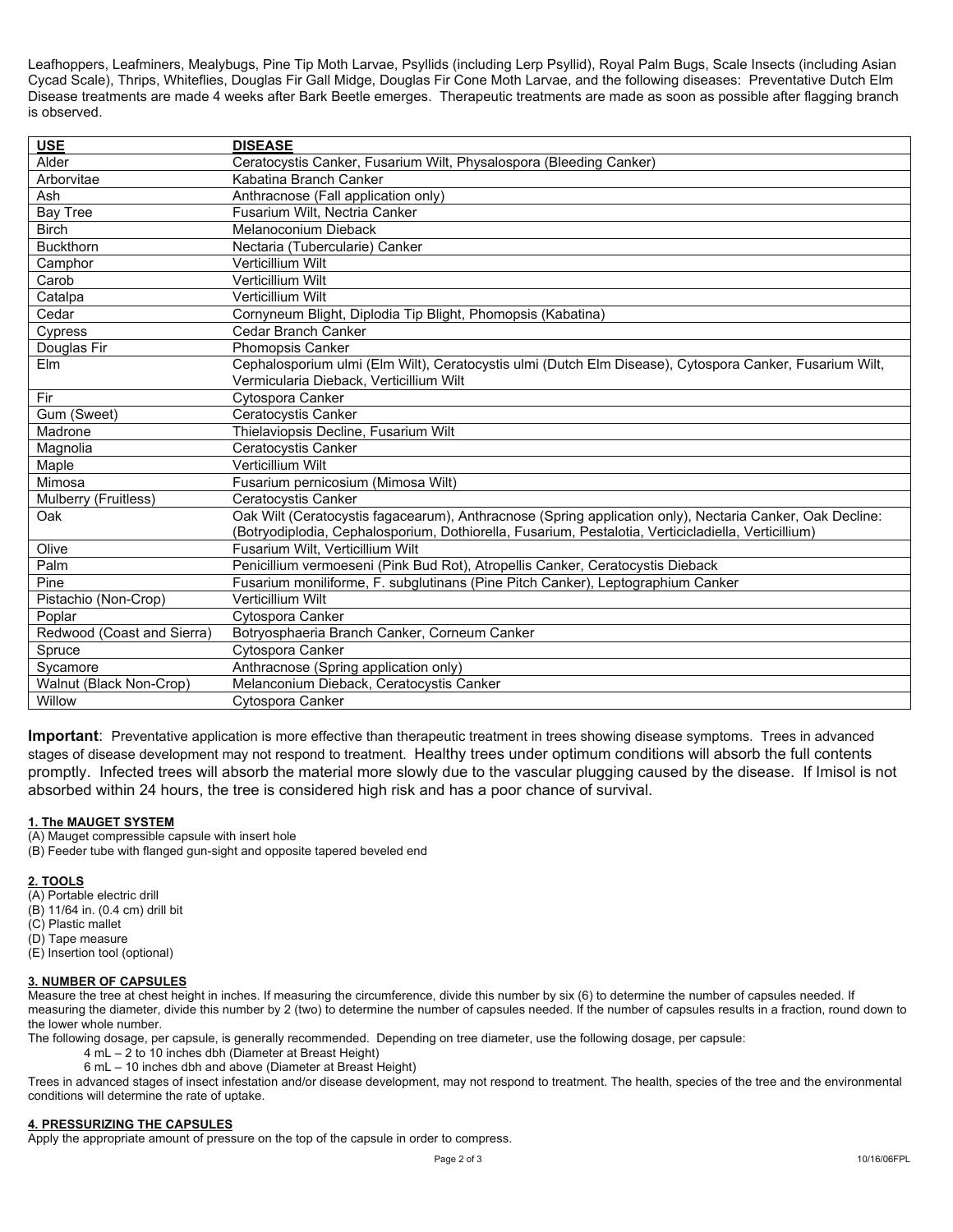Leafhoppers, Leafminers, Mealybugs, Pine Tip Moth Larvae, Psyllids (including Lerp Psyllid), Royal Palm Bugs, Scale Insects (including Asian Cycad Scale), Thrips, Whiteflies, Douglas Fir Gall Midge, Douglas Fir Cone Moth Larvae, and the following diseases: Preventative Dutch Elm Disease treatments are made 4 weeks after Bark Beetle emerges. Therapeutic treatments are made as soon as possible after flagging branch is observed.

| USE | DISEASE |
|---|---|
| Alder | Ceratocystis Canker, Fusarium Wilt, Physalospora (Bleeding Canker) |
| Arborvitae | Kabatina Branch Canker |
| Ash | Anthracnose (Fall application only) |
| Bay Tree | Fusarium Wilt, Nectria Canker |
| Birch | Melanoconium Dieback |
| Buckthorn | Nectaria (Tuberculario) Canker |
| Camphor | Verticillium Wilt |
| Carob | Verticillium Wilt |
| Catalpa | Verticillium Wilt |
| Cedar | Cornyneum Blight, Diplodia Tip Blight, Phomopsis (Kabatina) |
| Cypress | Cedar Branch Canker |
| Douglas Fir | Phomopsis Canker |
| Elm | Cephalosporium ulmi (Elm Wilt), Ceratocystis ulmi (Dutch Elm Disease), Cytospora Canker, Fusarium Wilt, Vermicularia Dieback, Verticillium Wilt |
| Fir | Cytospora Canker |
| Gum (Sweet) | Ceratocystis Canker |
| Madrone | Thielaviopsis Decline, Fusarium Wilt |
| Magnolia | Ceratocystis Canker |
| Maple | Verticillium Wilt |
| Mimosa | Fusarium pernicosium (Mimosa Wilt) |
| Mulberry (Fruitless) | Ceratocystis Canker |
| Oak | Oak Wilt (Ceratocystis fagacearum), Anthracnose (Spring application only), Nectaria Canker, Oak Decline: (Botryodiplodia, Cephalosporium, Dothiorella, Fusarium, Pestalotia, Verticicladiella, Verticillium) |
| Olive | Fusarium Wilt, Verticillium Wilt |
| Palm | Penicillium vermoeseni (Pink Bud Rot), Atropellis Canker, Ceratocystis Dieback |
| Pine | Fusarium moniliforme, F. subglutinans (Pine Pitch Canker), Leptographium Canker |
| Pistachio (Non-Crop) | Verticillium Wilt |
| Poplar | Cytospora Canker |
| Redwood (Coast and Sierra) | Botryosphaeria Branch Canker, Corneum Canker |
| Spruce | Cytospora Canker |
| Sycamore | Anthracnose (Spring application only) |
| Walnut (Black Non-Crop) | Melanconium Dieback, Ceratocystis Canker |
| Willow | Cytospora Canker |

**Important**: Preventative application is more effective than therapeutic treatment in trees showing disease symptoms. Trees in advanced stages of disease development may not respond to treatment. Healthy trees under optimum conditions will absorb the full contents promptly. Infected trees will absorb the material more slowly due to the vascular plugging caused by the disease. If Imisol is not absorbed within 24 hours, the tree is considered high risk and has a poor chance of survival.

**1. The MAUGET SYSTEM**

(A) Mauget compressible capsule with insert hole
(B) Feeder tube with flanged gun-sight and opposite tapered beveled end

**2. TOOLS**

(A) Portable electric drill
(B) 11/64 in. (0.4 cm) drill bit
(C) Plastic mallet
(D) Tape measure
(E) Insertion tool (optional)

**3. NUMBER OF CAPSULES**

Measure the tree at chest height in inches. If measuring the circumference, divide this number by six (6) to determine the number of capsules needed. If measuring the diameter, divide this number by 2 (two) to determine the number of capsules needed. If the number of capsules results in a fraction, round down to the lower whole number.

The following dosage, per capsule, is generally recommended. Depending on tree diameter, use the following dosage, per capsule:

- 4 mL – 2 to 10 inches dbh (Diameter at Breast Height)
- 6 mL – 10 inches dbh and above (Diameter at Breast Height)

Trees in advanced stages of insect infestation and/or disease development, may not respond to treatment. The health, species of the tree and the environmental conditions will determine the rate of uptake.

**4. PRESSURIZING THE CAPSULES**

Apply the appropriate amount of pressure on the top of the capsule in order to compress.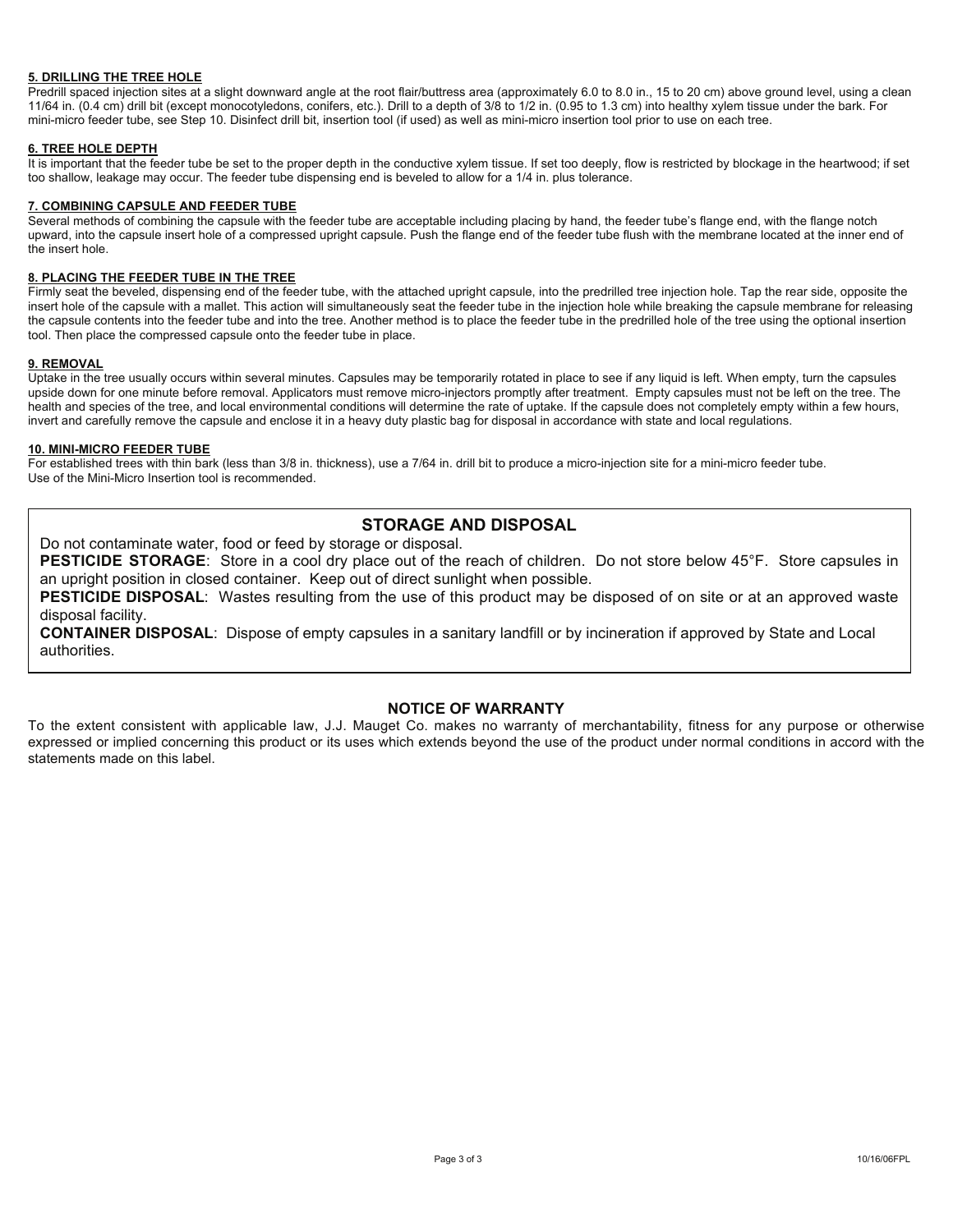#### 5. DRILLING THE TREE HOLE

Predrill spaced injection sites at a slight downward angle at the root flair/buttress area (approximately 6.0 to 8.0 in., 15 to 20 cm) above ground level, using a clean 11/64 in. (0.4 cm) drill bit (except monocotyledons, conifers, etc.). Drill to a depth of 3/8 to 1/2 in. (0.95 to 1.3 cm) into healthy xylem tissue under the bark. For mini-micro feeder tube, see Step 10. Disinfect drill bit, insertion tool (if used) as well as mini-micro insertion tool prior to use on each tree.

#### 6. TREE HOLE DEPTH

It is important that the feeder tube be set to the proper depth in the conductive xylem tissue. If set too deeply, flow is restricted by blockage in the heartwood; if set too shallow, leakage may occur. The feeder tube dispensing end is beveled to allow for a 1/4 in. plus tolerance.

#### 7. COMBINING CAPSULE AND FEEDER TUBE

Several methods of combining the capsule with the feeder tube are acceptable including placing by hand, the feeder tube's flange end, with the flange notch upward, into the capsule insert hole of a compressed upright capsule. Push the flange end of the feeder tube flush with the membrane located at the inner end of the insert hole.

#### 8. PLACING THE FEEDER TUBE IN THE TREE

Firmly seat the beveled, dispensing end of the feeder tube, with the attached upright capsule, into the predrilled tree injection hole. Tap the rear side, opposite the insert hole of the capsule with a mallet. This action will simultaneously seat the feeder tube in the injection hole while breaking the capsule membrane for releasing the capsule contents into the feeder tube and into the tree. Another method is to place the feeder tube in the predrilled hole of the tree using the optional insertion tool. Then place the compressed capsule onto the feeder tube in place.

#### 9. REMOVAL

Uptake in the tree usually occurs within several minutes. Capsules may be temporarily rotated in place to see if any liquid is left. When empty, turn the capsules upside down for one minute before removal. Applicators must remove micro-injectors promptly after treatment. Empty capsules must not be left on the tree. The health and species of the tree, and local environmental conditions will determine the rate of uptake. If the capsule does not completely empty within a few hours, invert and carefully remove the capsule and enclose it in a heavy duty plastic bag for disposal in accordance with state and local regulations.

#### 10. MINI-MICRO FEEDER TUBE

For established trees with thin bark (less than 3/8 in. thickness), use a 7/64 in. drill bit to produce a micro-injection site for a mini-micro feeder tube. Use of the Mini-Micro Insertion tool is recommended.

## STORAGE AND DISPOSAL

Do not contaminate water, food or feed by storage or disposal.

**PESTICIDE STORAGE**: Store in a cool dry place out of the reach of children. Do not store below 45°F. Store capsules in an upright position in closed container. Keep out of direct sunlight when possible.

**PESTICIDE DISPOSAL**: Wastes resulting from the use of this product may be disposed of on site or at an approved waste disposal facility.

**CONTAINER DISPOSAL**: Dispose of empty capsules in a sanitary landfill or by incineration if approved by State and Local authorities.

## NOTICE OF WARRANTY

To the extent consistent with applicable law, J.J. Mauget Co. makes no warranty of merchantability, fitness for any purpose or otherwise expressed or implied concerning this product or its uses which extends beyond the use of the product under normal conditions in accord with the statements made on this label.